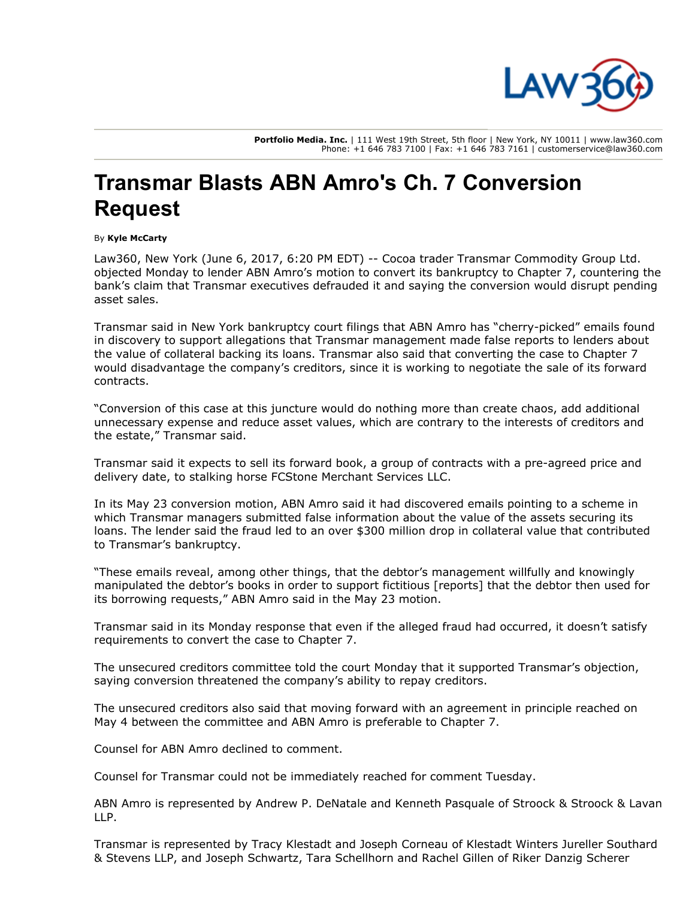Portfolio Media. Inc. | 111 West 19th Street, 5th floor | New York, NY 10011 | www.law360.com
Phone: +1 646 783 7100 | Fax: +1 646 783 7161 | customerservice@law360.com

# Transmar Blasts ABN Amro's Ch. 7 Conversion Request

By **Kyle McCarty**

Law360, New York (June 6, 2017, 6:20 PM EDT) -- Cocoa trader Transmar Commodity Group Ltd. objected Monday to lender ABN Amro's motion to convert its bankruptcy to Chapter 7, countering the bank's claim that Transmar executives defrauded it and saying the conversion would disrupt pending asset sales.

Transmar said in New York bankruptcy court filings that ABN Amro has "cherry-picked" emails found in discovery to support allegations that Transmar management made false reports to lenders about the value of collateral backing its loans. Transmar also said that converting the case to Chapter 7 would disadvantage the company's creditors, since it is working to negotiate the sale of its forward contracts.

"Conversion of this case at this juncture would do nothing more than create chaos, add additional unnecessary expense and reduce asset values, which are contrary to the interests of creditors and the estate," Transmar said.

Transmar said it expects to sell its forward book, a group of contracts with a pre-agreed price and delivery date, to stalking horse FCStone Merchant Services LLC.

In its May 23 conversion motion, ABN Amro said it had discovered emails pointing to a scheme in which Transmar managers submitted false information about the value of the assets securing its loans. The lender said the fraud led to an over $300 million drop in collateral value that contributed to Transmar's bankruptcy.

"These emails reveal, among other things, that the debtor's management willfully and knowingly manipulated the debtor's books in order to support fictitious [reports] that the debtor then used for its borrowing requests," ABN Amro said in the May 23 motion.

Transmar said in its Monday response that even if the alleged fraud had occurred, it doesn't satisfy requirements to convert the case to Chapter 7.

The unsecured creditors committee told the court Monday that it supported Transmar's objection, saying conversion threatened the company's ability to repay creditors.

The unsecured creditors also said that moving forward with an agreement in principle reached on May 4 between the committee and ABN Amro is preferable to Chapter 7.

Counsel for ABN Amro declined to comment.

Counsel for Transmar could not be immediately reached for comment Tuesday.

ABN Amro is represented by Andrew P. DeNatale and Kenneth Pasquale of Stroock & Stroock & Lavan LLP.

Transmar is represented by Tracy Klestadt and Joseph Corneau of Klestadt Winters Jureller Southard & Stevens LLP, and Joseph Schwartz, Tara Schellhorn and Rachel Gillen of Riker Danzig Scherer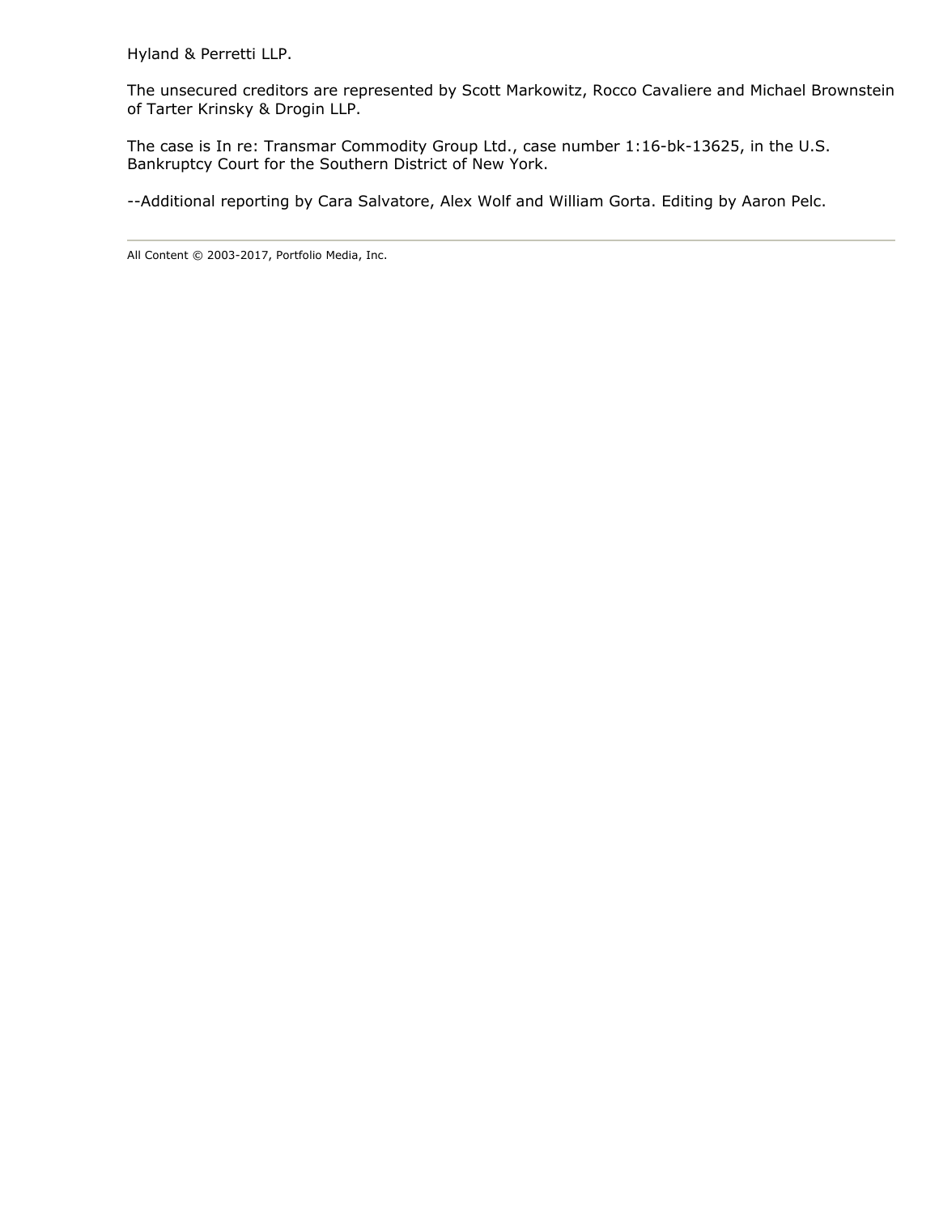Hyland & Perretti LLP.

The unsecured creditors are represented by Scott Markowitz, Rocco Cavaliere and Michael Brownstein of Tarter Krinsky & Drogin LLP.

The case is In re: Transmar Commodity Group Ltd., case number 1:16-bk-13625, in the U.S. Bankruptcy Court for the Southern District of New York.

--Additional reporting by Cara Salvatore, Alex Wolf and William Gorta. Editing by Aaron Pelc.

---

All Content © 2003-2017, Portfolio Media, Inc.